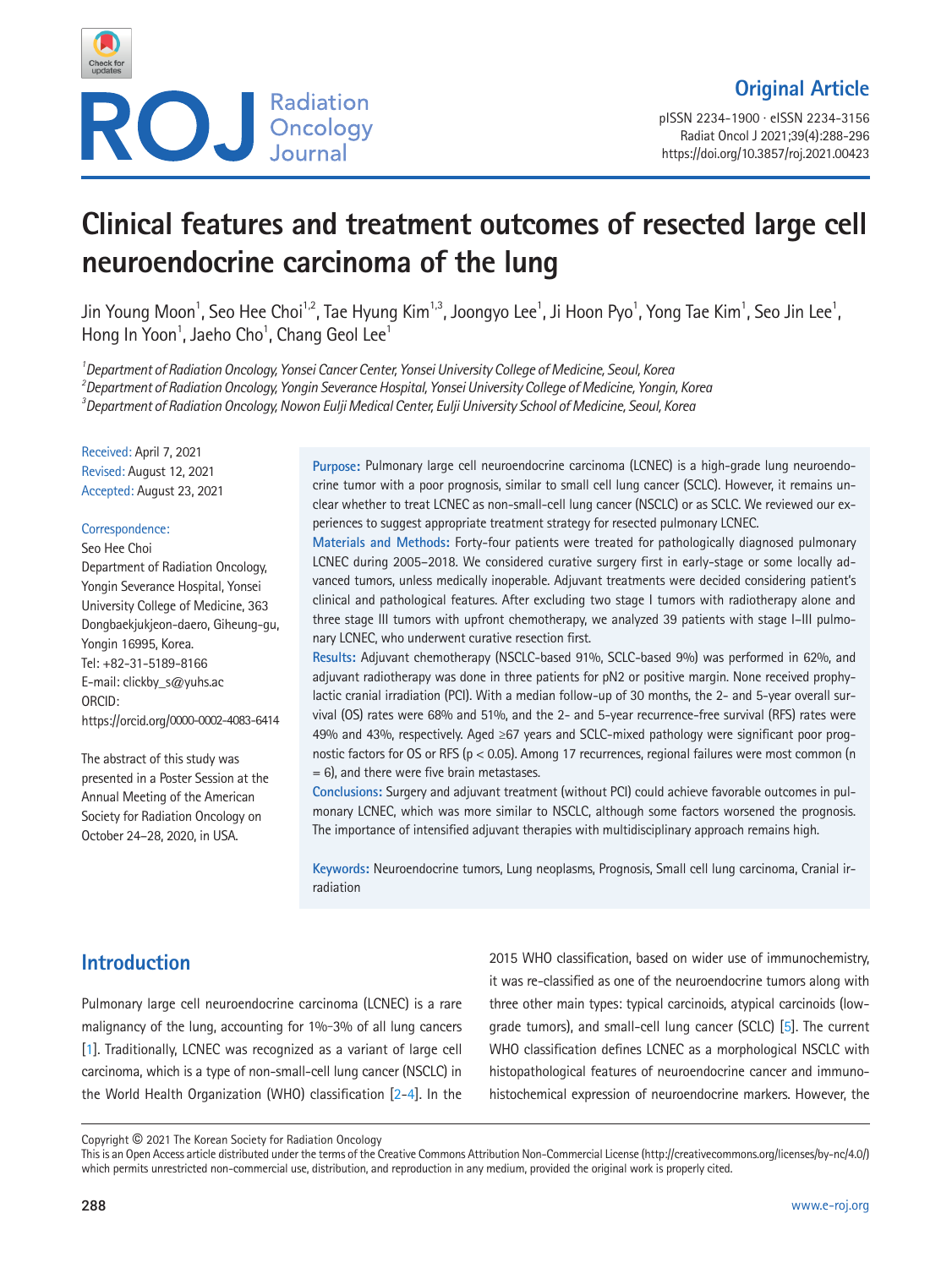Original Article

# Clinical features and treatment outcomes of resected large cell neuroendocrine carcinoma of the lung

Jin Young Moon[1], Seo Hee Choi[1,2], Tae Hyung Kim[1,3], Joongyo Lee[1], Ji Hoon Pyo[1], Yong Tae Kim[1], Seo Jin Lee[1], Hong In Yoon[1], Jaeho Cho[1], Chang Geol Lee[1]

[1]*Department of Radiation Oncology, Yonsei Cancer Center, Yonsei University College of Medicine, Seoul, Korea*
[2]*Department of Radiation Oncology, Yongin Severance Hospital, Yonsei University College of Medicine, Yongin, Korea*
[3]*Department of Radiation Oncology, Nowon Eulji Medical Center, Eulji University School of Medicine, Seoul, Korea*

Received: April 7, 2021
Revised: August 12, 2021
Accepted: August 23, 2021

Correspondence:
Seo Hee Choi
Department of Radiation Oncology, Yongin Severance Hospital, Yonsei University College of Medicine, 363 Dongbaekjukjeon-daero, Giheung-gu, Yongin 16995, Korea.
Tel: +82-31-5189-8166
E-mail: clickby_s@yuhs.ac
ORCID:
https://orcid.org/0000-0002-4083-6414

The abstract of this study was presented in a Poster Session at the Annual Meeting of the American Society for Radiation Oncology on October 24–28, 2020, in USA.

**Purpose:** Pulmonary large cell neuroendocrine carcinoma (LCNEC) is a high-grade lung neuroendocrine tumor with a poor prognosis, similar to small cell lung cancer (SCLC). However, it remains unclear whether to treat LCNEC as non-small-cell lung cancer (NSCLC) or as SCLC. We reviewed our experiences to suggest appropriate treatment strategy for resected pulmonary LCNEC.

**Materials and Methods:** Forty-four patients were treated for pathologically diagnosed pulmonary LCNEC during 2005–2018. We considered curative surgery first in early-stage or some locally advanced tumors, unless medically inoperable. Adjuvant treatments were decided considering patient's clinical and pathological features. After excluding two stage I tumors with radiotherapy alone and three stage III tumors with upfront chemotherapy, we analyzed 39 patients with stage I–III pulmonary LCNEC, who underwent curative resection first.

**Results:** Adjuvant chemotherapy (NSCLC-based 91%, SCLC-based 9%) was performed in 62%, and adjuvant radiotherapy was done in three patients for pN2 or positive margin. None received prophylactic cranial irradiation (PCI). With a median follow-up of 30 months, the 2- and 5-year overall survival (OS) rates were 68% and 51%, and the 2- and 5-year recurrence-free survival (RFS) rates were 49% and 43%, respectively. Aged ≥67 years and SCLC-mixed pathology were significant poor prognostic factors for OS or RFS ($p < 0.05$). Among 17 recurrences, regional failures were most common (n = 6), and there were five brain metastases.

**Conclusions:** Surgery and adjuvant treatment (without PCI) could achieve favorable outcomes in pulmonary LCNEC, which was more similar to NSCLC, although some factors worsened the prognosis. The importance of intensified adjuvant therapies with multidisciplinary approach remains high.

**Keywords:** Neuroendocrine tumors, Lung neoplasms, Prognosis, Small cell lung carcinoma, Cranial irradiation

## Introduction

Pulmonary large cell neuroendocrine carcinoma (LCNEC) is a rare malignancy of the lung, accounting for 1%–3% of all lung cancers [1]. Traditionally, LCNEC was recognized as a variant of large cell carcinoma, which is a type of non-small-cell lung cancer (NSCLC) in the World Health Organization (WHO) classification [2-4]. In the 2015 WHO classification, based on wider use of immunochemistry, it was re-classified as one of the neuroendocrine tumors along with three other main types: typical carcinoids, atypical carcinoids (low-grade tumors), and small-cell lung cancer (SCLC) [5]. The current WHO classification defines LCNEC as a morphological NSCLC with histopathological features of neuroendocrine cancer and immunohistochemical expression of neuroendocrine markers. However, the

Copyright © 2021 The Korean Society for Radiation Oncology
This is an Open Access article distributed under the terms of the Creative Commons Attribution Non-Commercial License (http://creativecommons.org/licenses/by-nc/4.0/) which permits unrestricted non-commercial use, distribution, and reproduction in any medium, provided the original work is properly cited.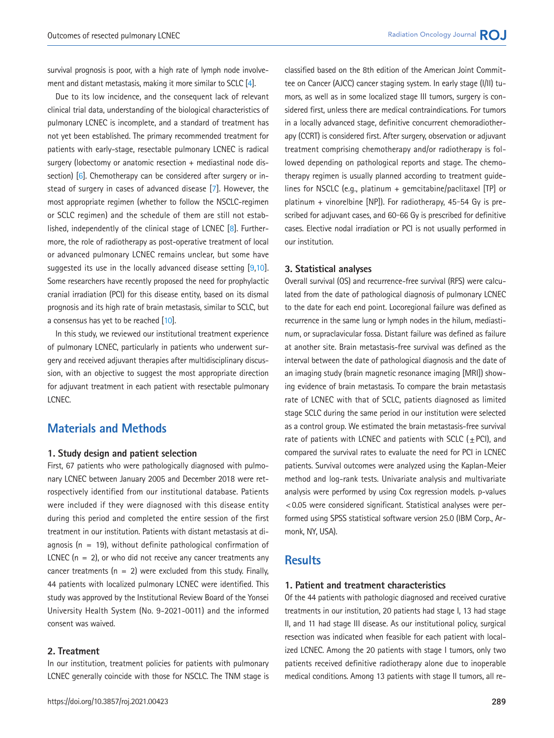survival prognosis is poor, with a high rate of lymph node involvement and distant metastasis, making it more similar to SCLC [4].

Due to its low incidence, and the consequent lack of relevant clinical trial data, understanding of the biological characteristics of pulmonary LCNEC is incomplete, and a standard of treatment has not yet been established. The primary recommended treatment for patients with early-stage, resectable pulmonary LCNEC is radical surgery (lobectomy or anatomic resection + mediastinal node dissection) [6]. Chemotherapy can be considered after surgery or instead of surgery in cases of advanced disease [7]. However, the most appropriate regimen (whether to follow the NSCLC-regimen or SCLC regimen) and the schedule of them are still not established, independently of the clinical stage of LCNEC [8]. Furthermore, the role of radiotherapy as post-operative treatment of local or advanced pulmonary LCNEC remains unclear, but some have suggested its use in the locally advanced disease setting [9,10]. Some researchers have recently proposed the need for prophylactic cranial irradiation (PCI) for this disease entity, based on its dismal prognosis and its high rate of brain metastasis, similar to SCLC, but a consensus has yet to be reached [10].

In this study, we reviewed our institutional treatment experience of pulmonary LCNEC, particularly in patients who underwent surgery and received adjuvant therapies after multidisciplinary discussion, with an objective to suggest the most appropriate direction for adjuvant treatment in each patient with resectable pulmonary LCNEC.

# Materials and Methods

## 1. Study design and patient selection

First, 67 patients who were pathologically diagnosed with pulmonary LCNEC between January 2005 and December 2018 were retrospectively identified from our institutional database. Patients were included if they were diagnosed with this disease entity during this period and completed the entire session of the first treatment in our institution. Patients with distant metastasis at diagnosis (n = 19), without definite pathological confirmation of LCNEC (n = 2), or who did not receive any cancer treatments any cancer treatments (n = 2) were excluded from this study. Finally, 44 patients with localized pulmonary LCNEC were identified. This study was approved by the Institutional Review Board of the Yonsei University Health System (No. 9-2021-0011) and the informed consent was waived.

## 2. Treatment

In our institution, treatment policies for patients with pulmonary LCNEC generally coincide with those for NSCLC. The TNM stage is classified based on the 8th edition of the American Joint Committee on Cancer (AJCC) cancer staging system. In early stage (I/II) tumors, as well as in some localized stage III tumors, surgery is considered first, unless there are medical contraindications. For tumors in a locally advanced stage, definitive concurrent chemoradiotherapy (CCRT) is considered first. After surgery, observation or adjuvant treatment comprising chemotherapy and/or radiotherapy is followed depending on pathological reports and stage. The chemotherapy regimen is usually planned according to treatment guidelines for NSCLC (e.g., platinum + gemcitabine/paclitaxel [TP] or platinum + vinorelbine [NP]). For radiotherapy, 45–54 Gy is prescribed for adjuvant cases, and 60–66 Gy is prescribed for definitive cases. Elective nodal irradiation or PCI is not usually performed in our institution.

## 3. Statistical analyses

Overall survival (OS) and recurrence-free survival (RFS) were calculated from the date of pathological diagnosis of pulmonary LCNEC to the date for each end point. Locoregional failure was defined as recurrence in the same lung or lymph nodes in the hilum, mediastinum, or supraclavicular fossa. Distant failure was defined as failure at another site. Brain metastasis-free survival was defined as the interval between the date of pathological diagnosis and the date of an imaging study (brain magnetic resonance imaging [MRI]) showing evidence of brain metastasis. To compare the brain metastasis rate of LCNEC with that of SCLC, patients diagnosed as limited stage SCLC during the same period in our institution were selected as a control group. We estimated the brain metastasis-free survival rate of patients with LCNEC and patients with SCLC (±PCI), and compared the survival rates to evaluate the need for PCI in LCNEC patients. Survival outcomes were analyzed using the Kaplan-Meier method and log-rank tests. Univariate analysis and multivariate analysis were performed by using Cox regression models. p-values $<0.05$ were considered significant. Statistical analyses were performed using SPSS statistical software version 25.0 (IBM Corp., Armonk, NY, USA).

# Results

## 1. Patient and treatment characteristics

Of the 44 patients with pathologic diagnosed and received curative treatments in our institution, 20 patients had stage I, 13 had stage II, and 11 had stage III disease. As our institutional policy, surgical resection was indicated when feasible for each patient with localized LCNEC. Among the 20 patients with stage I tumors, only two patients received definitive radiotherapy alone due to inoperable medical conditions. Among 13 patients with stage II tumors, all re-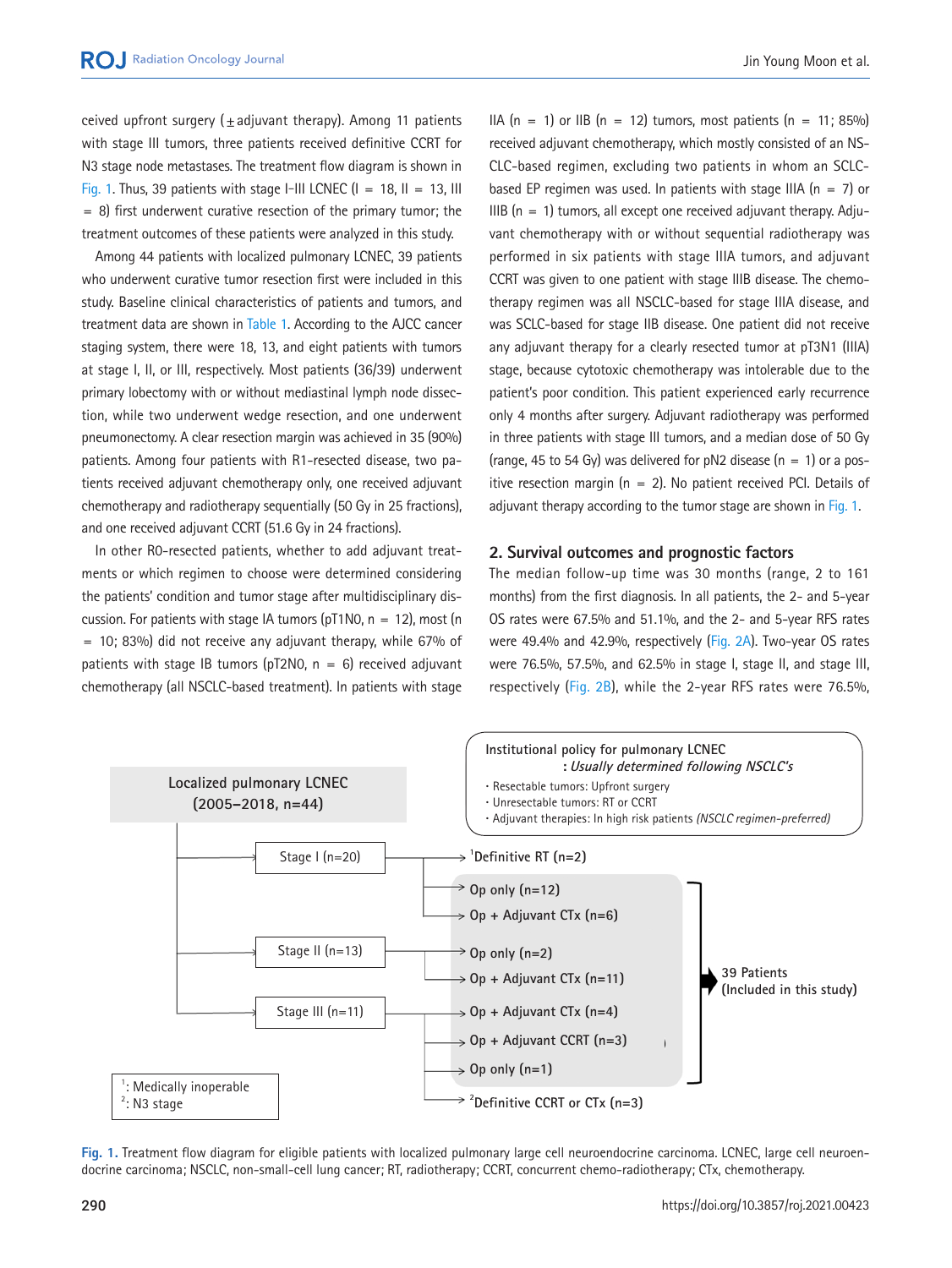ceived upfront surgery (±adjuvant therapy). Among 11 patients with stage III tumors, three patients received definitive CCRT for N3 stage node metastases. The treatment flow diagram is shown in Fig. 1. Thus, 39 patients with stage I-III LCNEC (I = 18, II = 13, III = 8) first underwent curative resection of the primary tumor; the treatment outcomes of these patients were analyzed in this study.

Among 44 patients with localized pulmonary LCNEC, 39 patients who underwent curative tumor resection first were included in this study. Baseline clinical characteristics of patients and tumors, and treatment data are shown in Table 1. According to the AJCC cancer staging system, there were 18, 13, and eight patients with tumors at stage I, II, or III, respectively. Most patients (36/39) underwent primary lobectomy with or without mediastinal lymph node dissection, while two underwent wedge resection, and one underwent pneumonectomy. A clear resection margin was achieved in 35 (90%) patients. Among four patients with R1-resected disease, two patients received adjuvant chemotherapy only, one received adjuvant chemotherapy and radiotherapy sequentially (50 Gy in 25 fractions), and one received adjuvant CCRT (51.6 Gy in 24 fractions).

In other R0-resected patients, whether to add adjuvant treatments or which regimen to choose were determined considering the patients' condition and tumor stage after multidisciplinary discussion. For patients with stage IA tumors (pT1N0, n = 12), most (n = 10; 83%) did not receive any adjuvant therapy, while 67% of patients with stage IB tumors (pT2N0, n = 6) received adjuvant chemotherapy (all NSCLC-based treatment). In patients with stage IIA (n = 1) or IIB (n = 12) tumors, most patients (n = 11; 85%) received adjuvant chemotherapy, which mostly consisted of an NSCLC-based regimen, excluding two patients in whom an SCLC-based EP regimen was used. In patients with stage IIIA (n = 7) or IIIB (n = 1) tumors, all except one received adjuvant therapy. Adjuvant chemotherapy with or without sequential radiotherapy was performed in six patients with stage IIIA tumors, and adjuvant CCRT was given to one patient with stage IIIB disease. The chemotherapy regimen was all NSCLC-based for stage IIIA disease, and was SCLC-based for stage IIB disease. One patient did not receive any adjuvant therapy for a clearly resected tumor at pT3N1 (IIIA) stage, because cytotoxic chemotherapy was intolerable due to the patient's poor condition. This patient experienced early recurrence only 4 months after surgery. Adjuvant radiotherapy was performed in three patients with stage III tumors, and a median dose of 50 Gy (range, 45 to 54 Gy) was delivered for pN2 disease (n = 1) or a positive resection margin (n = 2). No patient received PCI. Details of adjuvant therapy according to the tumor stage are shown in Fig. 1.

## 2. Survival outcomes and prognostic factors

The median follow-up time was 30 months (range, 2 to 161 months) from the first diagnosis. In all patients, the 2- and 5-year OS rates were 67.5% and 51.1%, and the 2- and 5-year RFS rates were 49.4% and 42.9%, respectively (Fig. 2A). Two-year OS rates were 76.5%, 57.5%, and 62.5% in stage I, stage II, and stage III, respectively (Fig. 2B), while the 2-year RFS rates were 76.5%,

Localized pulmonary LCNEC (2005–2018, n=44)

Institutional policy for pulmonary LCNEC
: *Usually determined following NSCLC's*
- Resectable tumors: Upfront surgery
- Unresectable tumors: RT or CCRT
- Adjuvant therapies: In high risk patients *(NSCLC regimen-preferred)*

- Stage I (n=20)
  - [1]Definitive RT (n=2)
  - Op only (n=12)
  - Op + Adjuvant CTx (n=6)
- Stage II (n=13)
  - Op only (n=2)
  - Op + Adjuvant CTx (n=11)
- Stage III (n=11)
  - Op + Adjuvant CTx (n=4)
  - Op + Adjuvant CCRT (n=3)
  - Op only (n=1)
  - [2]Definitive CCRT or CTx (n=3)

39 Patients (Included in this study)

[1]: Medically inoperable
[2]: N3 stage

**Fig. 1.** Treatment flow diagram for eligible patients with localized pulmonary large cell neuroendocrine carcinoma. LCNEC, large cell neuroendocrine carcinoma; NSCLC, non-small-cell lung cancer; RT, radiotherapy; CCRT, concurrent chemo-radiotherapy; CTx, chemotherapy.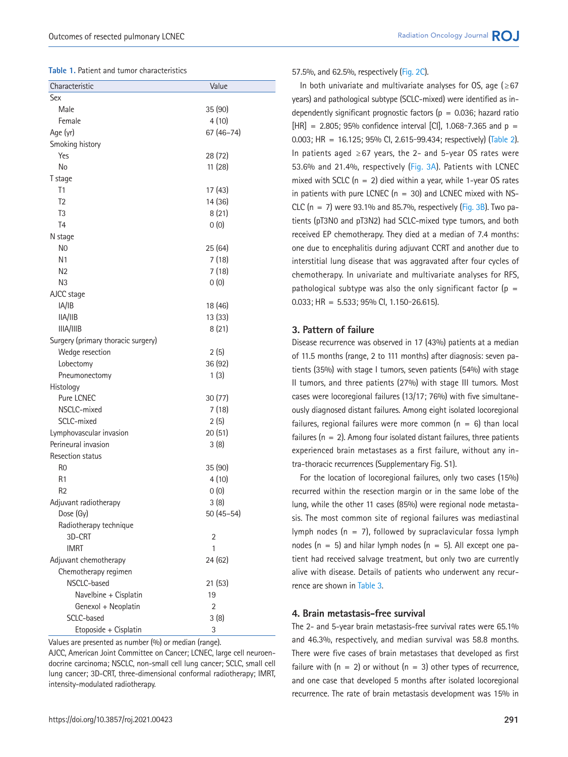**Table 1.** Patient and tumor characteristics

| Characteristic | Value |
|---|---|
| Sex | |
| Male | 35 (90) |
| Female | 4 (10) |
| Age (yr) | 67 (46–74) |
| Smoking history | |
| Yes | 28 (72) |
| No | 11 (28) |
| T stage | |
| T1 | 17 (43) |
| T2 | 14 (36) |
| T3 | 8 (21) |
| T4 | 0 (0) |
| N stage | |
| N0 | 25 (64) |
| N1 | 7 (18) |
| N2 | 7 (18) |
| N3 | 0 (0) |
| AJCC stage | |
| IA/IB | 18 (46) |
| IIA/IIB | 13 (33) |
| IIIA/IIIB | 8 (21) |
| Surgery (primary thoracic surgery) | |
| Wedge resection | 2 (5) |
| Lobectomy | 36 (92) |
| Pneumonectomy | 1 (3) |
| Histology | |
| Pure LCNEC | 30 (77) |
| NSCLC-mixed | 7 (18) |
| SCLC-mixed | 2 (5) |
| Lymphovascular invasion | 20 (51) |
| Perineural invasion | 3 (8) |
| Resection status | |
| R0 | 35 (90) |
| R1 | 4 (10) |
| R2 | 0 (0) |
| Adjuvant radiotherapy | 3 (8) |
| Dose (Gy) | 50 (45–54) |
| Radiotherapy technique | |
| 3D-CRT | 2 |
| IMRT | 1 |
| Adjuvant chemotherapy | 24 (62) |
| Chemotherapy regimen | |
| NSCLC-based | 21 (53) |
| Navelbine + Cisplatin | 19 |
| Genexol + Neoplatin | 2 |
| SCLC-based | 3 (8) |
| Etoposide + Cisplatin | 3 |

Values are presented as number (%) or median (range).
AJCC, American Joint Committee on Cancer; LCNEC, large cell neuroendocrine carcinoma; NSCLC, non-small cell lung cancer; SCLC, small cell lung cancer; 3D-CRT, three-dimensional conformal radiotherapy; IMRT, intensity-modulated radiotherapy.

57.5%, and 62.5%, respectively (Fig. 2C).

In both univariate and multivariate analyses for OS, age (≥67 years) and pathological subtype (SCLC-mixed) were identified as independently significant prognostic factors ($p = 0.036$; hazard ratio [HR] = 2.805; 95% confidence interval [CI], 1.068–7.365 and $p = 0.003$; HR = 16.125; 95% CI, 2.615–99.434; respectively) (Table 2). In patients aged ≥67 years, the 2- and 5-year OS rates were 53.6% and 21.4%, respectively (Fig. 3A). Patients with LCNEC mixed with SCLC (n = 2) died within a year, while 1-year OS rates in patients with pure LCNEC (n = 30) and LCNEC mixed with NSCLC (n = 7) were 93.1% and 85.7%, respectively (Fig. 3B). Two patients (pT3N0 and pT3N2) had SCLC-mixed type tumors, and both received EP chemotherapy. They died at a median of 7.4 months: one due to encephalitis during adjuvant CCRT and another due to interstitial lung disease that was aggravated after four cycles of chemotherapy. In univariate and multivariate analyses for RFS, pathological subtype was also the only significant factor ($p = 0.033$; HR = 5.533; 95% CI, 1.150–26.615).

## 3. Pattern of failure

Disease recurrence was observed in 17 (43%) patients at a median of 11.5 months (range, 2 to 111 months) after diagnosis: seven patients (35%) with stage I tumors, seven patients (54%) with stage II tumors, and three patients (27%) with stage III tumors. Most cases were locoregional failures (13/17; 76%) with five simultaneously diagnosed distant failures. Among eight isolated locoregional failures, regional failures were more common (n = 6) than local failures (n = 2). Among four isolated distant failures, three patients experienced brain metastases as a first failure, without any intra-thoracic recurrences (Supplementary Fig. S1).

For the location of locoregional failures, only two cases (15%) recurred within the resection margin or in the same lobe of the lung, while the other 11 cases (85%) were regional node metastasis. The most common site of regional failures was mediastinal lymph nodes (n = 7), followed by supraclavicular fossa lymph nodes (n = 5) and hilar lymph nodes (n = 5). All except one patient had received salvage treatment, but only two are currently alive with disease. Details of patients who underwent any recurrence are shown in Table 3.

## 4. Brain metastasis-free survival

The 2- and 5-year brain metastasis-free survival rates were 65.1% and 46.3%, respectively, and median survival was 58.8 months. There were five cases of brain metastases that developed as first failure with (n = 2) or without (n = 3) other types of recurrence, and one case that developed 5 months after isolated locoregional recurrence. The rate of brain metastasis development was 15% in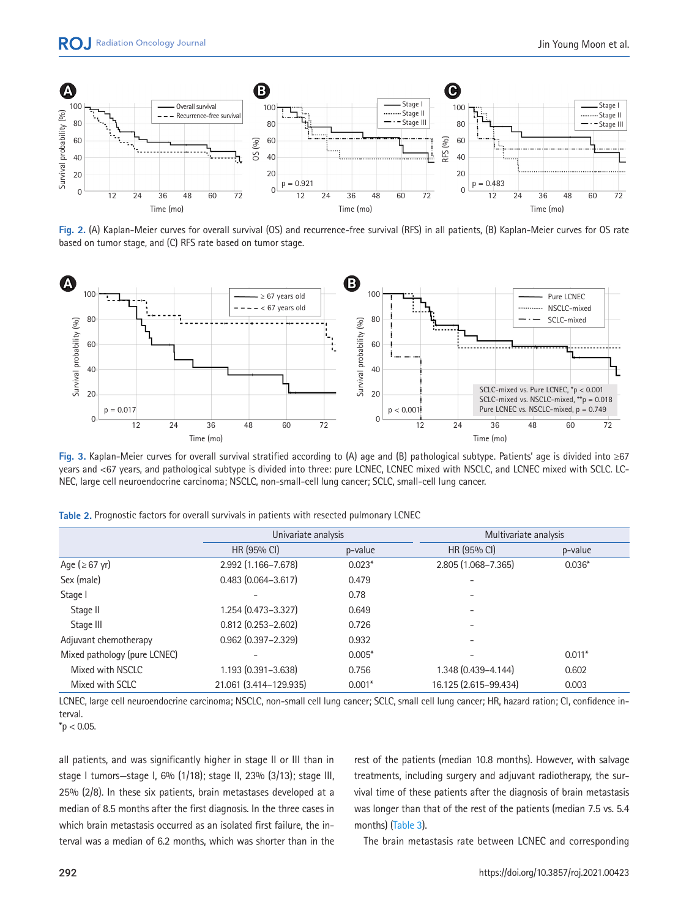Fig. 2. (A) Kaplan-Meier curves for overall survival (OS) and recurrence-free survival (RFS) in all patients, (B) Kaplan-Meier curves for OS rate based on tumor stage, and (C) RFS rate based on tumor stage.

Fig. 3. Kaplan-Meier curves for overall survival stratified according to (A) age and (B) pathological subtype. Patients' age is divided into ≥67 years and <67 years, and pathological subtype is divided into three: pure LCNEC, LCNEC mixed with NSCLC, and LCNEC mixed with SCLC. LCNEC, large cell neuroendocrine carcinoma; NSCLC, non-small-cell lung cancer; SCLC, small-cell lung cancer.

Table 2. Prognostic factors for overall survivals in patients with resected pulmonary LCNEC

| | Univariate analysis | | Multivariate analysis | |
|---|---|---|---|---|
| | HR (95% CI) | p-value | HR (95% CI) | p-value |
| Age (≥ 67 yr) | 2.992 (1.166–7.678) | 0.023* | 2.805 (1.068–7.365) | 0.036* |
| Sex (male) | 0.483 (0.064–3.617) | 0.479 | - | |
| Stage I | - | 0.78 | - | |
| Stage II | 1.254 (0.473–3.327) | 0.649 | - | |
| Stage III | 0.812 (0.253–2.602) | 0.726 | - | |
| Adjuvant chemotherapy | 0.962 (0.397–2.329) | 0.932 | - | |
| Mixed pathology (pure LCNEC) | - | 0.005* | - | 0.011* |
| Mixed with NSCLC | 1.193 (0.391–3.638) | 0.756 | 1.348 (0.439–4.144) | 0.602 |
| Mixed with SCLC | 21.061 (3.414–129.935) | 0.001* | 16.125 (2.615–99.434) | 0.003 |

LCNEC, large cell neuroendocrine carcinoma; NSCLC, non-small cell lung cancer; SCLC, small cell lung cancer; HR, hazard ration; CI, confidence interval.
*p < 0.05.

all patients, and was significantly higher in stage II or III than in stage I tumors—stage I, 6% (1/18); stage II, 23% (3/13); stage III, 25% (2/8). In these six patients, brain metastases developed at a median of 8.5 months after the first diagnosis. In the three cases in which brain metastasis occurred as an isolated first failure, the interval was a median of 6.2 months, which was shorter than in the rest of the patients (median 10.8 months). However, with salvage treatments, including surgery and adjuvant radiotherapy, the survival time of these patients after the diagnosis of brain metastasis was longer than that of the rest of the patients (median 7.5 vs. 5.4 months) (Table 3).

The brain metastasis rate between LCNEC and corresponding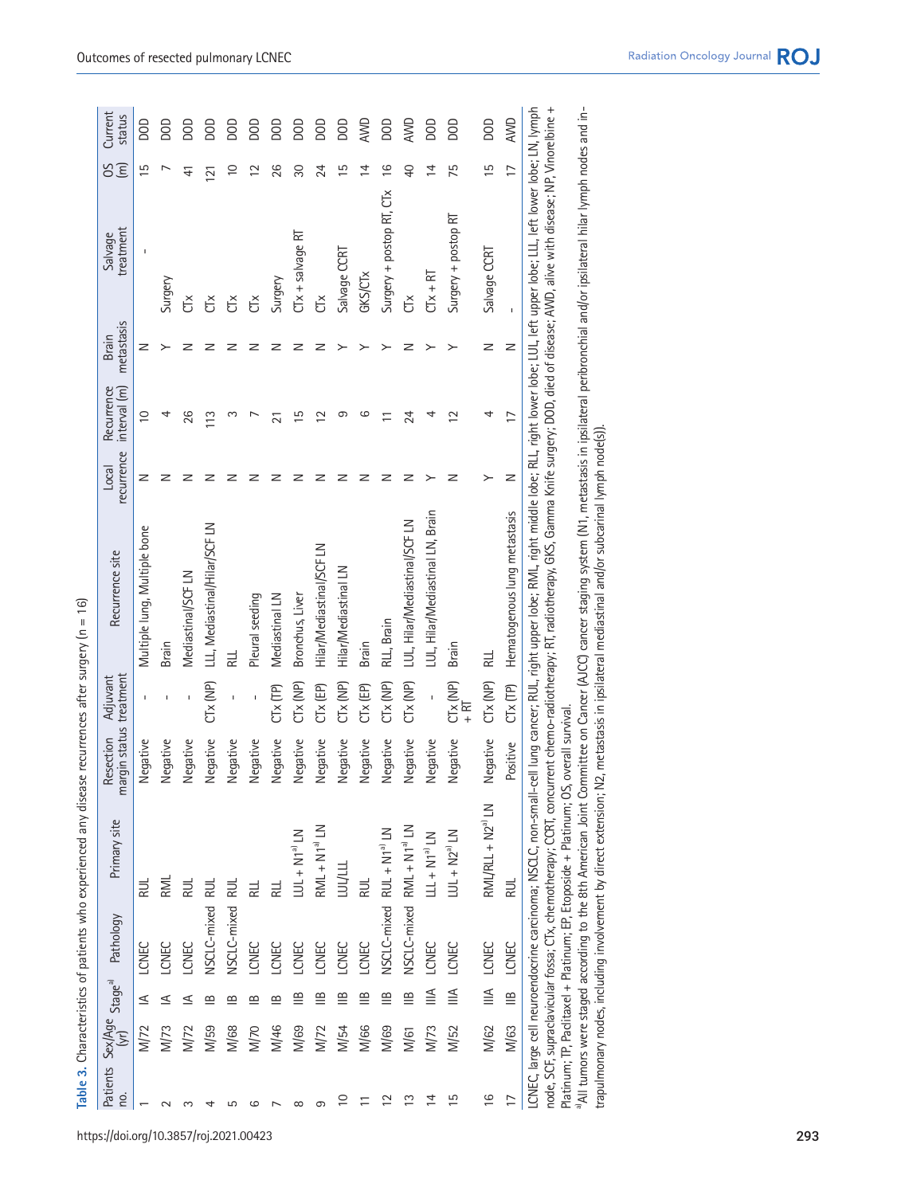**Table 3.** Characteristics of patients who experienced any disease recurrences after surgery (n = 16)

| Patients no. | Sex/Age (yr) | Stage[a] | Pathology | Primary site | Resection margin status | Adjuvant treatment | Recurrence site | Local recurrence | Recurrence interval (m) | Brain metastasis | Salvage treatment | OS (m) | Current status |
|---|---|---|---|---|---|---|---|---|---|---|---|---|---|
| 1 | M/72 | IA | LCNEC | RUL | Negative | - | Multiple lung, Multiple bone | N | 10 | N | - | 15 | DOD |
| 2 | M/73 | IA | LCNEC | RML | Negative | - | Brain | N | 4 | Y | Surgery | 7 | DOD |
| 3 | M/72 | IA | LCNEC | RUL | Negative | - | Mediastinal/SCF LN | N | 26 | N | CTx | 41 | DOD |
| 4 | M/59 | IB | NSCLC-mixed | RUL | Negative | CTx (NP) | LLL, Mediastinal/Hilar/SCF LN | N | 113 | N | CTx | 121 | DOD |
| 5 | M/68 | IB | NSCLC-mixed | RUL | Negative | - | RLL | N | 3 | N | CTx | 10 | DOD |
| 6 | M/70 | IB | LCNEC | RLL | Negative | - | Pleural seeding | N | 7 | N | CTx | 12 | DOD |
| 7 | M/46 | IB | LCNEC | RLL | Negative | CTx (TP) | Mediastinal LN | N | 21 | N | Surgery | 26 | DOD |
| 8 | M/69 | IIB | LCNEC | LUL + N1[a] LN | Negative | CTx (NP) | Bronchus, Liver | N | 15 | N | CTx + salvage RT | 30 | DOD |
| 9 | M/72 | IIB | LCNEC | RML + N1[a] LN | Negative | CTx (EP) | Hilar/Mediastinal/SCF LN | N | 12 | N | CTx | 24 | DOD |
| 10 | M/54 | IIB | LCNEC | LUL/LLL | Negative | CTx (NP) | Hilar/Mediastinal LN | N | 9 | Y | Salvage CCRT | 15 | DOD |
| 11 | M/66 | IIB | LCNEC | RUL | Negative | CTx (EP) | Brain | N | 6 | Y | GKS/CTx | 14 | AWD |
| 12 | M/69 | IIB | NSCLC-mixed | RUL + N1[a] LN | Negative | CTx (NP) | RLL, Brain | N | 11 | Y | Surgery + postop RT, CTx | 16 | DOD |
| 13 | M/61 | IIB | NSCLC-mixed | RML + N1[a] LN | Negative | CTx (NP) | LUL, Hilar/Mediastinal/SCF LN | N | 24 | N | CTx | 40 | AWD |
| 14 | M/73 | IIIA | LCNEC | LLL + N1[a] LN | Negative | - | LUL, Hilar/Mediastinal LN, Brain | Y | 4 | Y | CTx + RT | 14 | DOD |
| 15 | M/52 | IIIA | LCNEC | LUL + N2[a] LN | Negative | CTx (NP) + RT | Brain | N | 12 | Y | Surgery + postop RT | 75 | DOD |
| 16 | M/62 | IIIA | LCNEC | RML/RLL + N2[a] LN | Negative | CTx (NP) | RLL | Y | 4 | N | Salvage CCRT | 15 | DOD |
| 17 | M/63 | IIB | LCNEC | RUL | Positive | CTx (TP) | Hematogenous lung metastasis | N | 17 | N | - | 17 | AWD |

LCNEC, large cell neuroendocrine carcinoma; NSCLC, non-small-cell lung cancer; RUL, right upper lobe; RML, right middle lobe; RLL, right lower lobe; LUL, left upper lobe; LLL, left lower lobe; LN, lymph node, SCF, supraclavicular fossa; CTx, chemotherapy; CCRT, concurrent chemo-radiotherapy; RT, radiotherapy; GKS, Gamma Knife surgery; DOD, died of disease; AWD, alive with disease; NP, Vinorelbine + Platinum; TP, Paclitaxel + Platinum; EP, Etoposide + Platinum; OS, overall survival.

[a]All tumors were staged according to the 8th American Joint Committee on Cancer (AJCC) cancer staging system (N1, metastasis in ipsilateral peribronchial and/or ipsilateral hilar lymph nodes and intrapulmonary nodes, including involvement by direct extension; N2, metastasis in ipsilateral mediastinal and/or subcarinal lymph node(s)).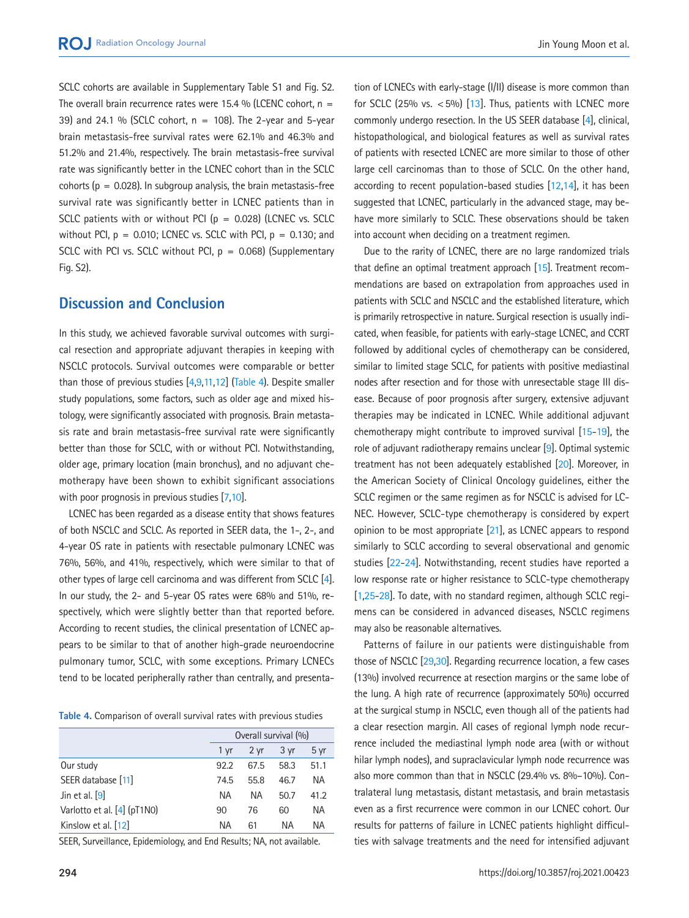SCLC cohorts are available in Supplementary Table S1 and Fig. S2. The overall brain recurrence rates were 15.4 % (LCENC cohort, n = 39) and 24.1 % (SCLC cohort, n = 108). The 2-year and 5-year brain metastasis-free survival rates were 62.1% and 46.3% and 51.2% and 21.4%, respectively. The brain metastasis-free survival rate was significantly better in the LCNEC cohort than in the SCLC cohorts (p = 0.028). In subgroup analysis, the brain metastasis-free survival rate was significantly better in LCNEC patients than in SCLC patients with or without PCI (p = 0.028) (LCNEC vs. SCLC without PCI, p = 0.010; LCNEC vs. SCLC with PCI, p = 0.130; and SCLC with PCI vs. SCLC without PCI, p = 0.068) (Supplementary Fig. S2).

## Discussion and Conclusion

In this study, we achieved favorable survival outcomes with surgical resection and appropriate adjuvant therapies in keeping with NSCLC protocols. Survival outcomes were comparable or better than those of previous studies [4,9,11,12] (Table 4). Despite smaller study populations, some factors, such as older age and mixed histology, were significantly associated with prognosis. Brain metastasis rate and brain metastasis-free survival rate were significantly better than those for SCLC, with or without PCI. Notwithstanding, older age, primary location (main bronchus), and no adjuvant chemotherapy have been shown to exhibit significant associations with poor prognosis in previous studies [7,10].

LCNEC has been regarded as a disease entity that shows features of both NSCLC and SCLC. As reported in SEER data, the 1-, 2-, and 4-year OS rate in patients with resectable pulmonary LCNEC was 76%, 56%, and 41%, respectively, which were similar to that of other types of large cell carcinoma and was different from SCLC [4]. In our study, the 2- and 5-year OS rates were 68% and 51%, respectively, which were slightly better than that reported before. According to recent studies, the clinical presentation of LCNEC appears to be similar to that of another high-grade neuroendocrine pulmonary tumor, SCLC, with some exceptions. Primary LCNECs tend to be located peripherally rather than centrally, and presentation of LCNECs with early-stage (I/II) disease is more common than for SCLC (25% vs. <5%) [13]. Thus, patients with LCNEC more commonly undergo resection. In the US SEER database [4], clinical, histopathological, and biological features as well as survival rates of patients with resected LCNEC are more similar to those of other large cell carcinomas than to those of SCLC. On the other hand, according to recent population-based studies [12,14], it has been suggested that LCNEC, particularly in the advanced stage, may behave more similarly to SCLC. These observations should be taken into account when deciding on a treatment regimen.

**Table 4.** Comparison of overall survival rates with previous studies

| | Overall survival (%) | | | |
|---|---|---|---|---|
| | 1 yr | 2 yr | 3 yr | 5 yr |
| Our study | 92.2 | 67.5 | 58.3 | 51.1 |
| SEER database [11] | 74.5 | 55.8 | 46.7 | NA |
| Jin et al. [9] | NA | NA | 50.7 | 41.2 |
| Varlotto et al. [4] (pT1N0) | 90 | 76 | 60 | NA |
| Kinslow et al. [12] | NA | 61 | NA | NA |

SEER, Surveillance, Epidemiology, and End Results; NA, not available.

Due to the rarity of LCNEC, there are no large randomized trials that define an optimal treatment approach [15]. Treatment recommendations are based on extrapolation from approaches used in patients with SCLC and NSCLC and the established literature, which is primarily retrospective in nature. Surgical resection is usually indicated, when feasible, for patients with early-stage LCNEC, and CCRT followed by additional cycles of chemotherapy can be considered, similar to limited stage SCLC, for patients with positive mediastinal nodes after resection and for those with unresectable stage III disease. Because of poor prognosis after surgery, extensive adjuvant therapies may be indicated in LCNEC. While additional adjuvant chemotherapy might contribute to improved survival [15-19], the role of adjuvant radiotherapy remains unclear [9]. Optimal systemic treatment has not been adequately established [20]. Moreover, in the American Society of Clinical Oncology guidelines, either the SCLC regimen or the same regimen as for NSCLC is advised for LCNEC. However, SCLC-type chemotherapy is considered by expert opinion to be most appropriate [21], as LCNEC appears to respond similarly to SCLC according to several observational and genomic studies [22-24]. Notwithstanding, recent studies have reported a low response rate or higher resistance to SCLC-type chemotherapy [1,25-28]. To date, with no standard regimen, although SCLC regimens can be considered in advanced diseases, NSCLC regimens may also be reasonable alternatives.

Patterns of failure in our patients were distinguishable from those of NSCLC [29,30]. Regarding recurrence location, a few cases (13%) involved recurrence at resection margins or the same lobe of the lung. A high rate of recurrence (approximately 50%) occurred at the surgical stump in NSCLC, even though all of the patients had a clear resection margin. All cases of regional lymph node recurrence included the mediastinal lymph node area (with or without hilar lymph nodes), and supraclavicular lymph node recurrence was also more common than that in NSCLC (29.4% vs. 8%–10%). Contralateral lung metastasis, distant metastasis, and brain metastasis even as a first recurrence were common in our LCNEC cohort. Our results for patterns of failure in LCNEC patients highlight difficulties with salvage treatments and the need for intensified adjuvant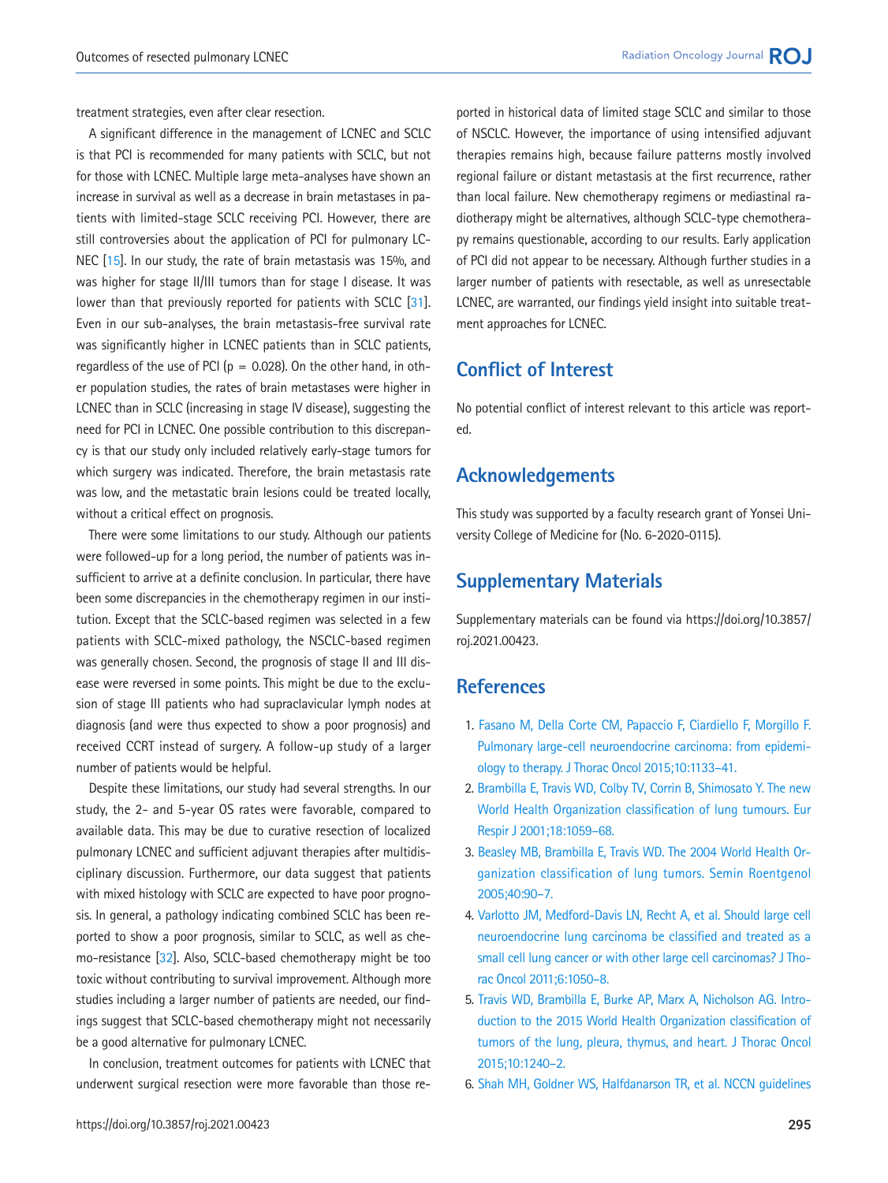treatment strategies, even after clear resection.

A significant difference in the management of LCNEC and SCLC is that PCI is recommended for many patients with SCLC, but not for those with LCNEC. Multiple large meta-analyses have shown an increase in survival as well as a decrease in brain metastases in patients with limited-stage SCLC receiving PCI. However, there are still controversies about the application of PCI for pulmonary LCNEC [15]. In our study, the rate of brain metastasis was 15%, and was higher for stage II/III tumors than for stage I disease. It was lower than that previously reported for patients with SCLC [31]. Even in our sub-analyses, the brain metastasis-free survival rate was significantly higher in LCNEC patients than in SCLC patients, regardless of the use of PCI ($p = 0.028$). On the other hand, in other population studies, the rates of brain metastases were higher in LCNEC than in SCLC (increasing in stage IV disease), suggesting the need for PCI in LCNEC. One possible contribution to this discrepancy is that our study only included relatively early-stage tumors for which surgery was indicated. Therefore, the brain metastasis rate was low, and the metastatic brain lesions could be treated locally, without a critical effect on prognosis.

There were some limitations to our study. Although our patients were followed-up for a long period, the number of patients was insufficient to arrive at a definite conclusion. In particular, there have been some discrepancies in the chemotherapy regimen in our institution. Except that the SCLC-based regimen was selected in a few patients with SCLC-mixed pathology, the NSCLC-based regimen was generally chosen. Second, the prognosis of stage II and III disease were reversed in some points. This might be due to the exclusion of stage III patients who had supraclavicular lymph nodes at diagnosis (and were thus expected to show a poor prognosis) and received CCRT instead of surgery. A follow-up study of a larger number of patients would be helpful.

Despite these limitations, our study had several strengths. In our study, the 2- and 5-year OS rates were favorable, compared to available data. This may be due to curative resection of localized pulmonary LCNEC and sufficient adjuvant therapies after multidisciplinary discussion. Furthermore, our data suggest that patients with mixed histology with SCLC are expected to have poor prognosis. In general, a pathology indicating combined SCLC has been reported to show a poor prognosis, similar to SCLC, as well as chemo-resistance [32]. Also, SCLC-based chemotherapy might be too toxic without contributing to survival improvement. Although more studies including a larger number of patients are needed, our findings suggest that SCLC-based chemotherapy might not necessarily be a good alternative for pulmonary LCNEC.

In conclusion, treatment outcomes for patients with LCNEC that underwent surgical resection were more favorable than those reported in historical data of limited stage SCLC and similar to those of NSCLC. However, the importance of using intensified adjuvant therapies remains high, because failure patterns mostly involved regional failure or distant metastasis at the first recurrence, rather than local failure. New chemotherapy regimens or mediastinal radiotherapy might be alternatives, although SCLC-type chemotherapy remains questionable, according to our results. Early application of PCI did not appear to be necessary. Although further studies in a larger number of patients with resectable, as well as unresectable LCNEC, are warranted, our findings yield insight into suitable treatment approaches for LCNEC.

## Conflict of Interest

No potential conflict of interest relevant to this article was reported.

## Acknowledgements

This study was supported by a faculty research grant of Yonsei University College of Medicine for (No. 6-2020-0115).

## Supplementary Materials

Supplementary materials can be found via https://doi.org/10.3857/roj.2021.00423.

## References

1. Fasano M, Della Corte CM, Papaccio F, Ciardiello F, Morgillo F. Pulmonary large-cell neuroendocrine carcinoma: from epidemiology to therapy. J Thorac Oncol 2015;10:1133–41.
2. Brambilla E, Travis WD, Colby TV, Corrin B, Shimosato Y. The new World Health Organization classification of lung tumours. Eur Respir J 2001;18:1059–68.
3. Beasley MB, Brambilla E, Travis WD. The 2004 World Health Organization classification of lung tumors. Semin Roentgenol 2005;40:90–7.
4. Varlotto JM, Medford-Davis LN, Recht A, et al. Should large cell neuroendocrine lung carcinoma be classified and treated as a small cell lung cancer or with other large cell carcinomas? J Thorac Oncol 2011;6:1050–8.
5. Travis WD, Brambilla E, Burke AP, Marx A, Nicholson AG. Introduction to the 2015 World Health Organization classification of tumors of the lung, pleura, thymus, and heart. J Thorac Oncol 2015;10:1240–2.
6. Shah MH, Goldner WS, Halfdanarson TR, et al. NCCN guidelines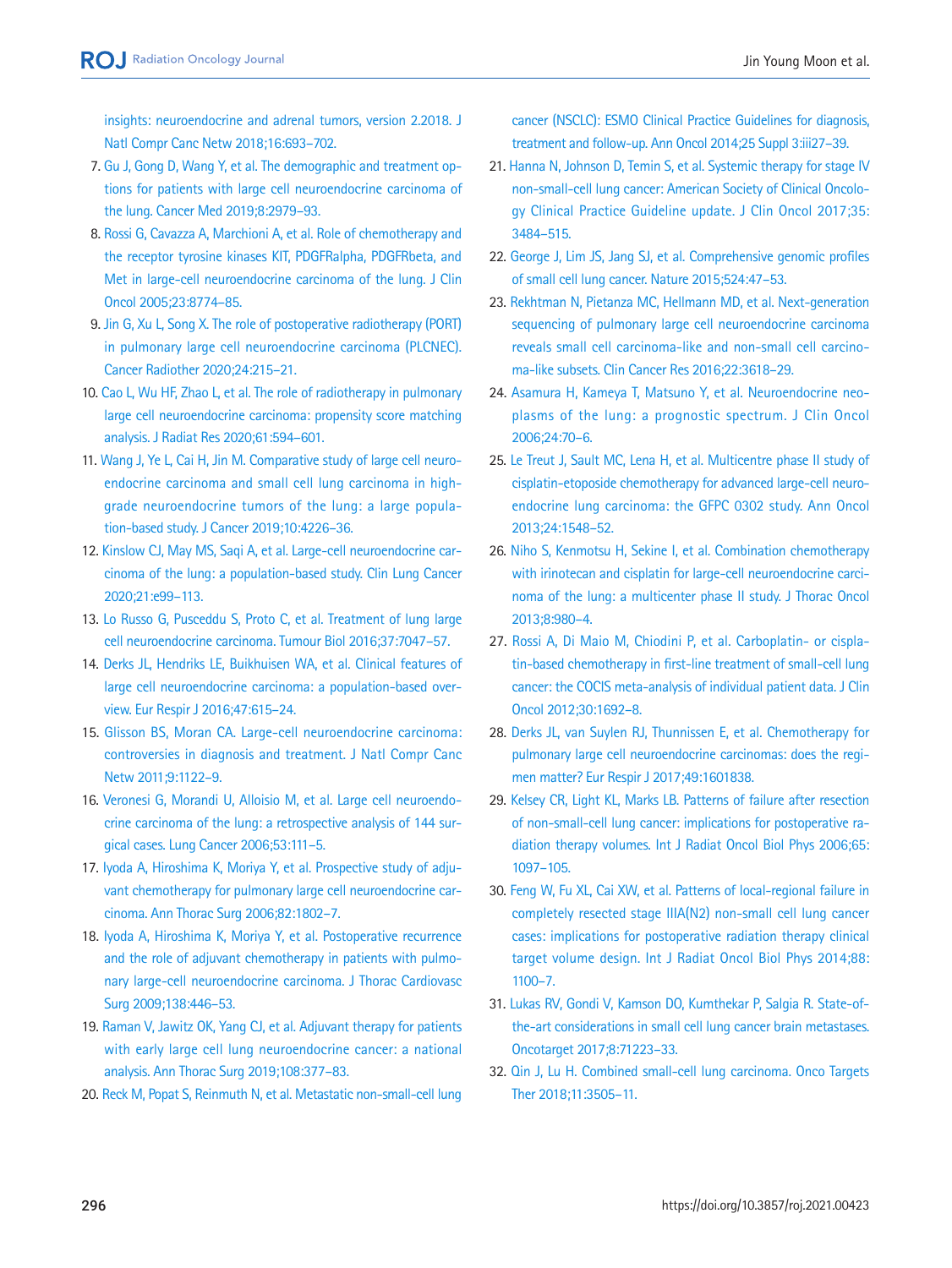insights: neuroendocrine and adrenal tumors, version 2.2018. J Natl Compr Canc Netw 2018;16:693–702.

7. Gu J, Gong D, Wang Y, et al. The demographic and treatment options for patients with large cell neuroendocrine carcinoma of the lung. Cancer Med 2019;8:2979–93.
8. Rossi G, Cavazza A, Marchioni A, et al. Role of chemotherapy and the receptor tyrosine kinases KIT, PDGFRalpha, PDGFRbeta, and Met in large-cell neuroendocrine carcinoma of the lung. J Clin Oncol 2005;23:8774–85.
9. Jin G, Xu L, Song X. The role of postoperative radiotherapy (PORT) in pulmonary large cell neuroendocrine carcinoma (PLCNEC). Cancer Radiother 2020;24:215–21.
10. Cao L, Wu HF, Zhao L, et al. The role of radiotherapy in pulmonary large cell neuroendocrine carcinoma: propensity score matching analysis. J Radiat Res 2020;61:594–601.
11. Wang J, Ye L, Cai H, Jin M. Comparative study of large cell neuroendocrine carcinoma and small cell lung carcinoma in high-grade neuroendocrine tumors of the lung: a large population-based study. J Cancer 2019;10:4226–36.
12. Kinslow CJ, May MS, Saqi A, et al. Large-cell neuroendocrine carcinoma of the lung: a population-based study. Clin Lung Cancer 2020;21:e99–113.
13. Lo Russo G, Pusceddu S, Proto C, et al. Treatment of lung large cell neuroendocrine carcinoma. Tumour Biol 2016;37:7047–57.
14. Derks JL, Hendriks LE, Buikhuisen WA, et al. Clinical features of large cell neuroendocrine carcinoma: a population-based overview. Eur Respir J 2016;47:615–24.
15. Glisson BS, Moran CA. Large-cell neuroendocrine carcinoma: controversies in diagnosis and treatment. J Natl Compr Canc Netw 2011;9:1122–9.
16. Veronesi G, Morandi U, Alloisio M, et al. Large cell neuroendocrine carcinoma of the lung: a retrospective analysis of 144 surgical cases. Lung Cancer 2006;53:111–5.
17. Iyoda A, Hiroshima K, Moriya Y, et al. Prospective study of adjuvant chemotherapy for pulmonary large cell neuroendocrine carcinoma. Ann Thorac Surg 2006;82:1802–7.
18. Iyoda A, Hiroshima K, Moriya Y, et al. Postoperative recurrence and the role of adjuvant chemotherapy in patients with pulmonary large-cell neuroendocrine carcinoma. J Thorac Cardiovasc Surg 2009;138:446–53.
19. Raman V, Jawitz OK, Yang CJ, et al. Adjuvant therapy for patients with early large cell lung neuroendocrine cancer: a national analysis. Ann Thorac Surg 2019;108:377–83.
20. Reck M, Popat S, Reinmuth N, et al. Metastatic non-small-cell lung cancer (NSCLC): ESMO Clinical Practice Guidelines for diagnosis, treatment and follow-up. Ann Oncol 2014;25 Suppl 3:iii27–39.
21. Hanna N, Johnson D, Temin S, et al. Systemic therapy for stage IV non-small-cell lung cancer: American Society of Clinical Oncology Clinical Practice Guideline update. J Clin Oncol 2017;35:3484–515.
22. George J, Lim JS, Jang SJ, et al. Comprehensive genomic profiles of small cell lung cancer. Nature 2015;524:47–53.
23. Rekhtman N, Pietanza MC, Hellmann MD, et al. Next-generation sequencing of pulmonary large cell neuroendocrine carcinoma reveals small cell carcinoma-like and non-small cell carcinoma-like subsets. Clin Cancer Res 2016;22:3618–29.
24. Asamura H, Kameya T, Matsuno Y, et al. Neuroendocrine neoplasms of the lung: a prognostic spectrum. J Clin Oncol 2006;24:70–6.
25. Le Treut J, Sault MC, Lena H, et al. Multicentre phase II study of cisplatin-etoposide chemotherapy for advanced large-cell neuroendocrine lung carcinoma: the GFPC 0302 study. Ann Oncol 2013;24:1548–52.
26. Niho S, Kenmotsu H, Sekine I, et al. Combination chemotherapy with irinotecan and cisplatin for large-cell neuroendocrine carcinoma of the lung: a multicenter phase II study. J Thorac Oncol 2013;8:980–4.
27. Rossi A, Di Maio M, Chiodini P, et al. Carboplatin- or cisplatin-based chemotherapy in first-line treatment of small-cell lung cancer: the COCIS meta-analysis of individual patient data. J Clin Oncol 2012;30:1692–8.
28. Derks JL, van Suylen RJ, Thunnissen E, et al. Chemotherapy for pulmonary large cell neuroendocrine carcinomas: does the regimen matter? Eur Respir J 2017;49:1601838.
29. Kelsey CR, Light KL, Marks LB. Patterns of failure after resection of non-small-cell lung cancer: implications for postoperative radiation therapy volumes. Int J Radiat Oncol Biol Phys 2006;65:1097–105.
30. Feng W, Fu XL, Cai XW, et al. Patterns of local-regional failure in completely resected stage IIIA(N2) non-small cell lung cancer cases: implications for postoperative radiation therapy clinical target volume design. Int J Radiat Oncol Biol Phys 2014;88:1100–7.
31. Lukas RV, Gondi V, Kamson DO, Kumthekar P, Salgia R. State-of-the-art considerations in small cell lung cancer brain metastases. Oncotarget 2017;8:71223–33.
32. Qin J, Lu H. Combined small-cell lung carcinoma. Onco Targets Ther 2018;11:3505–11.